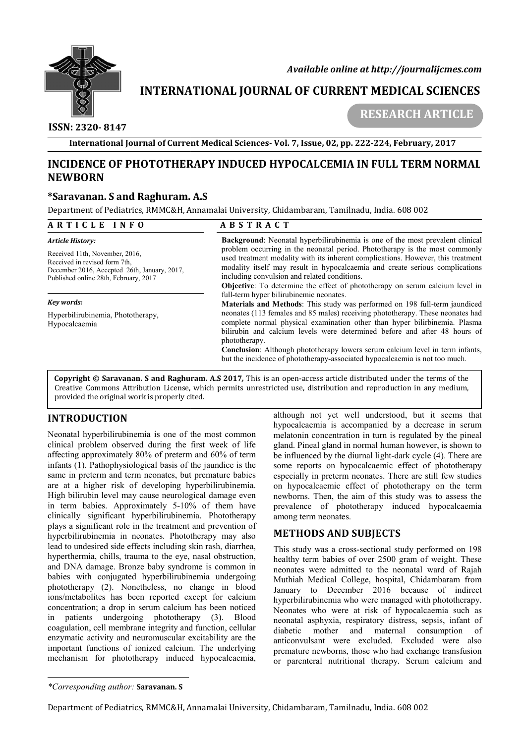*Available online at http://journalijcmes.com*

# INTERNATIONAL JOURNAL OF CURRENT MEDICAL SCIENCES

**RESEARCH ARTICLE**

**ISSN: 2320- 8147**

# INCIDENCE OF PHOTOTHERAPY INDUCED HYPOCALCEMIA IN FULL TERM NORMAL NEWBORN

**\*Saravanan. S and Raghuram. A.S**

Department of Pediatrics, RMMC&H, Annamalai University, Chidambaram, Tamilnadu, India. 608 002

## ARTICLE INFO

*Article History:*

Received 11th, November, 2016, Received in revised form 7th, December 2016, Accepted 26th, January, 2017, Published online 28th, February, 2017

*Key words:*

Hyperbilirubinemia, Phototherapy, Hypocalcaemia

## ABSTRACT

**Background**: Neonatal hyperbilirubinemia is one of the most prevalent clinical problem occurring in the neonatal period. Phototherapy is the most commonly used treatment modality with its inherent complications. However, this treatment modality itself may result in hypocalcaemia and create serious complications including convulsion and related conditions.

**Objective**: To determine the effect of phototherapy on serum calcium level in full-term hyper bilirubinemic neonates.

**Materials and Methods**: This study was performed on 198 full-term jaundiced neonates (113 females and 85 males) receiving phototherapy. These neonates had complete normal physical examination other than hyper bilirbinemia. Plasma bilirubin and calcium levels were determined before and after 48 hours of phototherapy.

**Conclusion**: Although phototherapy lowers serum calcium level in term infants, but the incidence of phototherapy-associated hypocalcaemia is not too much.

**Copyright © Saravanan. S and Raghuram. A.S 2017**, This is an open-access article distributed under the terms of the Creative Commons Attribution License, which permits unrestricted use, distribution and reproduction in any medium, provided the original work is properly cited.

## INTRODUCTION

Neonatal hyperbilirubinemia is one of the most common clinical problem observed during the first week of life affecting approximately 80% of preterm and 60% of term infants (1). Pathophysiological basis of the jaundice is the same in preterm and term neonates, but premature babies are at a higher risk of developing hyperbilirubinemia. High bilirubin level may cause neurological damage even in term babies. Approximately 5-10% of them have clinically significant hyperbilirubinemia. Phototherapy plays a significant role in the treatment and prevention of hyperbilirubinemia in neonates. Phototherapy may also lead to undesired side effects including skin rash, diarrhea, hyperthermia, chills, trauma to the eye, nasal obstruction, and DNA damage. Bronze baby syndrome is common in babies with conjugated hyperbilirubinemia undergoing phototherapy (2). Nonetheless, no change in blood ions/metabolites has been reported except for calcium concentration; a drop in serum calcium has been noticed in patients undergoing phototherapy (3). Blood coagulation, cell membrane integrity and function, cellular enzymatic activity and neuromuscular excitability are the important functions of ionized calcium. The underlying mechanism for phototherapy induced hypocalcaemia, although not yet well understood, but it seems that hypocalcaemia is accompanied by a decrease in serum melatonin concentration in turn is regulated by the pineal gland. Pineal gland in normal human however, is shown to be influenced by the diurnal light-dark cycle (4). There are some reports on hypocalcaemic effect of phototherapy especially in preterm neonates. There are still few studies on hypocalcaemic effect of phototherapy on the term newborns. Then, the aim of this study was to assess the prevalence of phototherapy induced hypocalcaemia among term neonates.

## METHODS AND SUBJECTS

This study was a cross-sectional study performed on 198 healthy term babies of over 2500 gram of weight. These neonates were admitted to the neonatal ward of Rajah Muthiah Medical College, hospital, Chidambaram from January to December 2016 because of indirect hyperbilirubinemia who were managed with phototherapy. Neonates who were at risk of hypocalcaemia such as neonatal asphyxia, respiratory distress, sepsis, infant of diabetic mother and maternal consumption of anticonvulsant were excluded. Excluded were also premature newborns, those who had exchange transfusion or parenteral nutritional therapy. Serum calcium and

*\*Corresponding author:* **Saravanan. S**

Department of Pediatrics, RMMC&H, Annamalai University, Chidambaram, Tamilnadu, India. 608 002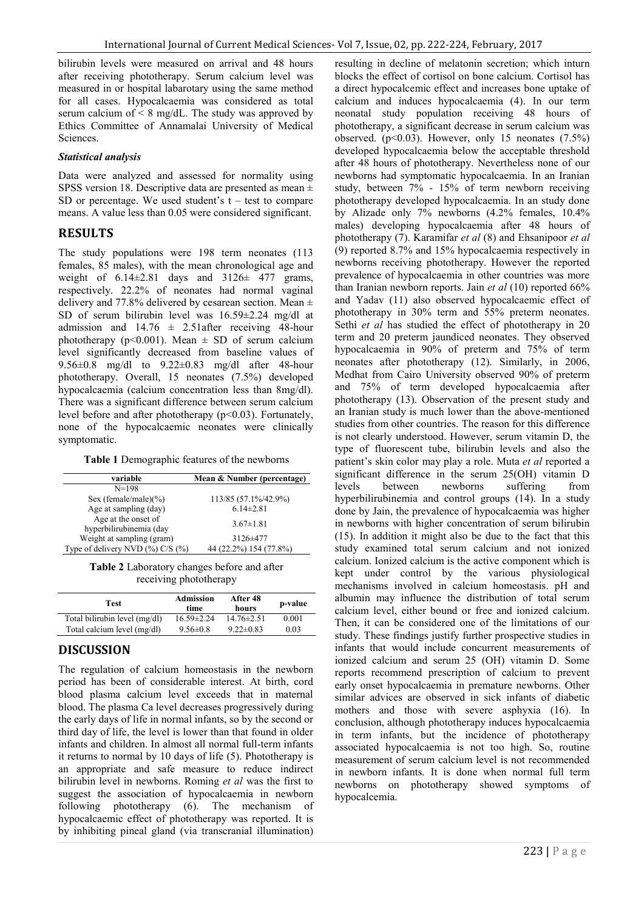bilirubin levels were measured on arrival and 48 hours after receiving phototherapy. Serum calcium level was measured in or hospital labarotary using the same method for all cases. Hypocalcaemia was considered as total serum calcium of < 8 mg/dL. The study was approved by Ethics Committee of Annamalai University of Medical Sciences.

### *Statistical analysis*

Data were analyzed and assessed for normality using SPSS version 18. Descriptive data are presented as mean ± SD or percentage. We used student's t – test to compare means. A value less than 0.05 were considered significant.

## RESULTS

The study populations were 198 term neonates (113 females, 85 males), with the mean chronological age and weight of 6.14±2.81 days and 3126± 477 grams, respectively. 22.2% of neonates had normal vaginal delivery and 77.8% delivered by cesarean section. Mean ± SD of serum bilirubin level was 16.59±2.24 mg/dl at admission and 14.76 ± 2.51after receiving 48-hour phototherapy ($p<0.001$). Mean ± SD of serum calcium level significantly decreased from baseline values of 9.56±0.8 mg/dl to 9.22±0.83 mg/dl after 48-hour phototherapy. Overall, 15 neonates (7.5%) developed hypocalcaemia (calcium concentration less than 8mg/dl). There was a significant difference between serum calcium level before and after phototherapy ($p<0.03$). Fortunately, none of the hypocalcaemic neonates were clinically symptomatic.

**Table 1** Demographic features of the newborns

| variable | Mean & Number (percentage) |
|---|---|
| N=198 | |
| Sex (female/male)(%) | 113/85 (57.1%/42.9%) |
| Age at sampling (day) | 6.14±2.81 |
| Age at the onset of hyperbilirubinemia (day | 3.67±1.81 |
| Weight at sampling (gram) | 3126±477 |
| Type of delivery NVD (%) C/S (%) | 44 (22.2%) 154 (77.8%) |

**Table 2** Laboratory changes before and after receiving phototherapy

| Test | Admission time | After 48 hours | p-value |
|---|---|---|---|
| Total bilirubin level (mg/dl) | 16.59±2.24 | 14.76±2.51 | 0.001 |
| Total calcium level (mg/dl) | 9.56±0.8 | 9.22±0.83 | 0.03 |

## DISCUSSION

The regulation of calcium homeostasis in the newborn period has been of considerable interest. At birth, cord blood plasma calcium level exceeds that in maternal blood. The plasma Ca level decreases progressively during the early days of life in normal infants, so by the second or third day of life, the level is lower than that found in older infants and children. In almost all normal full-term infants it returns to normal by 10 days of life (5). Phototherapy is an appropriate and safe measure to reduce indirect bilirubin level in newborns. Roming *et al* was the first to suggest the association of hypocalcaemia in newborn following phototherapy (6). The mechanism of hypocalcaemic effect of phototherapy was reported. It is by inhibiting pineal gland (via transcranial illumination) resulting in decline of melatonin secretion; which inturn blocks the effect of cortisol on bone calcium. Cortisol has a direct hypocalcemic effect and increases bone uptake of calcium and induces hypocalcaemia (4). In our term neonatal study population receiving 48 hours of phototherapy, a significant decrease in serum calcium was observed. ($p<0.03$). However, only 15 neonates (7.5%) developed hypocalcaemia below the acceptable threshold after 48 hours of phototherapy. Nevertheless none of our newborns had symptomatic hypocalcaemia. In an Iranian study, between 7% - 15% of term newborn receiving phototherapy developed hypocalcaemia. In an study done by Alizade only 7% newborns (4.2% females, 10.4% males) developing hypocalcaemia after 48 hours of phototherapy (7). Karamifar *et al* (8) and Ehsanipoor *et al* (9) reported 8.7% and 15% hypocalcaemia respectively in newborns receiving phototherapy. However the reported prevalence of hypocalcaemia in other countries was more than Iranian newborn reports. Jain *et al* (10) reported 66% and Yadav (11) also observed hypocalcaemic effect of phototherapy in 30% term and 55% preterm neonates. Sethi *et al* has studied the effect of phototherapy in 20 term and 20 preterm jaundiced neonates. They observed hypocalcaemia in 90% of preterm and 75% of term neonates after phototherapy (12). Similarly, in 2006, Medhat from Cairo University observed 90% of preterm and 75% of term developed hypocalcaemia after phototherapy (13). Observation of the present study and an Iranian study is much lower than the above-mentioned studies from other countries. The reason for this difference is not clearly understood. However, serum vitamin D, the type of fluorescent tube, bilirubin levels and also the patient's skin color may play a role. Muta *et al* reported a significant difference in the serum 25(OH) vitamin D levels between newborns suffering from hyperbilirubinemia and control groups (14). In a study done by Jain, the prevalence of hypocalcaemia was higher in newborns with higher concentration of serum bilirubin (15). In addition it might also be due to the fact that this study examined total serum calcium and not ionized calcium. Ionized calcium is the active component which is kept under control by the various physiological mechanisms involved in calcium homeostasis. pH and albumin may influence the distribution of total serum calcium level, either bound or free and ionized calcium. Then, it can be considered one of the limitations of our study. These findings justify further prospective studies in infants that would include concurrent measurements of ionized calcium and serum 25 (OH) vitamin D. Some reports recommend prescription of calcium to prevent early onset hypocalcaemia in premature newborns. Other similar advices are observed in sick infants of diabetic mothers and those with severe asphyxia (16). In conclusion, although phototherapy induces hypocalcaemia in term infants, but the incidence of phototherapy associated hypocalcaemia is not too high. So, routine measurement of serum calcium level is not recommended in newborn infants. It is done when normal full term newborns on phototherapy showed symptoms of hypocalcemia.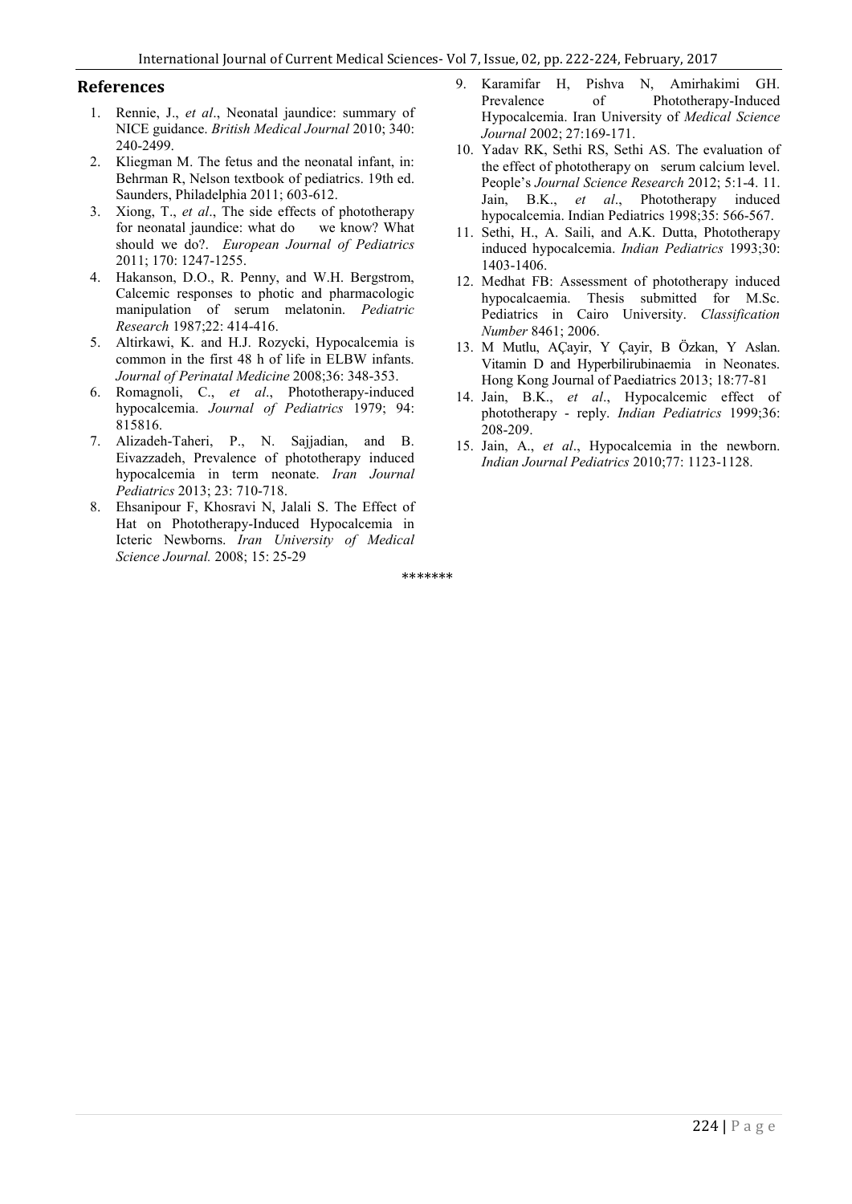## References

1. Rennie, J., *et al*., Neonatal jaundice: summary of NICE guidance. *British Medical Journal* 2010; 340: 240-2499.
2. Kliegman M. The fetus and the neonatal infant, in: Behrman R, Nelson textbook of pediatrics. 19th ed. Saunders, Philadelphia 2011; 603-612.
3. Xiong, T., *et al*., The side effects of phototherapy for neonatal jaundice: what do we know? What should we do?. *European Journal of Pediatrics* 2011; 170: 1247-1255.
4. Hakanson, D.O., R. Penny, and W.H. Bergstrom, Calcemic responses to photic and pharmacologic manipulation of serum melatonin. *Pediatric Research* 1987;22: 414-416.
5. Altirkawi, K. and H.J. Rozycki, Hypocalcemia is common in the first 48 h of life in ELBW infants. *Journal of Perinatal Medicine* 2008;36: 348-353.
6. Romagnoli, C., *et al*., Phototherapy-induced hypocalcemia. *Journal of Pediatrics* 1979; 94: 815816.
7. Alizadeh-Taheri, P., N. Sajjadian, and B. Eivazzadeh, Prevalence of phototherapy induced hypocalcemia in term neonate. *Iran Journal Pediatrics* 2013; 23: 710-718.
8. Ehsanipour F, Khosravi N, Jalali S. The Effect of Hat on Phototherapy-Induced Hypocalcemia in Icteric Newborns. *Iran University of Medical Science Journal.* 2008; 15: 25-29
9. Karamifar H, Pishva N, Amirhakimi GH. Prevalence of Phototherapy-Induced Hypocalcemia. Iran University of *Medical Science Journal* 2002; 27:169-171.
10. Yadav RK, Sethi RS, Sethi AS. The evaluation of the effect of phototherapy on serum calcium level. People's *Journal Science Research* 2012; 5:1-4. 11. Jain, B.K., *et al*., Phototherapy induced hypocalcemia. Indian Pediatrics 1998;35: 566-567.
11. Sethi, H., A. Saili, and A.K. Dutta, Phototherapy induced hypocalcemia. *Indian Pediatrics* 1993;30: 1403-1406.
12. Medhat FB: Assessment of phototherapy induced hypocalcaemia. Thesis submitted for M.Sc. Pediatrics in Cairo University. *Classification Number* 8461; 2006.
13. M Mutlu, AÇayir, Y Çayir, B Özkan, Y Aslan. Vitamin D and Hyperbilirubinaemia in Neonates. Hong Kong Journal of Paediatrics 2013; 18:77-81
14. Jain, B.K., *et al*., Hypocalcemic effect of phototherapy - reply. *Indian Pediatrics* 1999;36: 208-209.
15. Jain, A., *et al*., Hypocalcemia in the newborn. *Indian Journal Pediatrics* 2010;77: 1123-1128.

*******